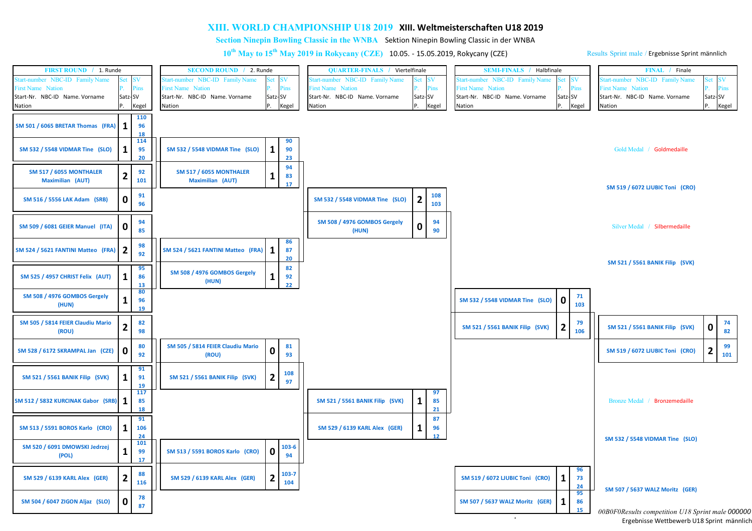# XIII. WORLD CHAMPIONSHIP U18 2019 XIII. Weltmeisterschaften U18 2019

## Section Ninepin Bowling Classic in the WNBA Sektion Ninepin Bowling Classic in der WNBA

### 10th May to 15th May 2019 in Rokycany (CZE) 10.05. - 15.05.2019, Rokycany (CZE)

Results Sprint male / Ergebnisse Sprint männlich

## FIRST ROUND / 1. Runde

| Start-number NBC-ID Family Name First Name Nation / Start-Nr. NBC-ID Name. Vorname Nation | Set P. / Satz-P. | SV Pins / SV Kegel |
|---|---|---|
| SM 501 / 6065 BRETAR Thomas (FRA) | 1 | 110 / 96 / 18 |
| SM 532 / 5548 VIDMAR Tine (SLO) | 1 | 114 / 95 / 20 |
| SM 517 / 6055 MONTHALER Maximilian (AUT) | 2 | 92 / 101 |
| SM 516 / 5556 LAK Adam (SRB) | 0 | 91 / 96 |
| SM 509 / 6081 GEIER Manuel (ITA) | 0 | 94 / 85 |
| SM 524 / 5621 FANTINI Matteo (FRA) | 2 | 98 / 92 |
| SM 525 / 4957 CHRIST Felix (AUT) | 1 | 95 / 86 / 13 |
| SM 508 / 4976 GOMBOS Gergely (HUN) | 1 | 80 / 96 / 19 |
| SM 505 / 5814 FEIER Claudiu Mario (ROU) | 2 | 82 / 98 |
| SM 528 / 6172 SKRAMPAL Jan (CZE) | 0 | 80 / 92 |
| SM 521 / 5561 BANIK Filip (SVK) | 1 | 91 / 91 / 19 |
| SM 512 / 5832 KURCINAK Gabor (SRB) | 1 | 117 / 85 / 18 |
| SM 513 / 5591 BOROS Karlo (CRO) | 1 | 91 / 106 / 24 |
| SM 520 / 6091 DMOWSKI Jedrzej (POL) | 1 | 101 / 99 / 17 |
| SM 529 / 6139 KARL Alex (GER) | 2 | 88 / 116 |
| SM 504 / 6047 ZIGON Aljaz (SLO) | 0 | 78 / 87 |

## SECOND ROUND / 2. Runde

| Start-number NBC-ID Family Name First Name Nation / Start-Nr. NBC-ID Name. Vorname Nation | Set P. / Satz-P. | SV Pins / SV Kegel |
|---|---|---|
| SM 532 / 5548 VIDMAR Tine (SLO) | 1 | 90 / 90 / 23 |
| SM 517 / 6055 MONTHALER Maximilian (AUT) | 1 | 94 / 83 / 17 |
| SM 524 / 5621 FANTINI Matteo (FRA) | 1 | 86 / 87 / 20 |
| SM 508 / 4976 GOMBOS Gergely (HUN) | 1 | 82 / 92 / 22 |
| SM 505 / 5814 FEIER Claudiu Mario (ROU) | 0 | 81 / 93 |
| SM 521 / 5561 BANIK Filip (SVK) | 2 | 108 / 97 |
| SM 513 / 5591 BOROS Karlo (CRO) | 0 | 103-6 / 94 |
| SM 529 / 6139 KARL Alex (GER) | 2 | 103-7 / 104 |

## QUARTER-FINALS / Viertelfinale

| Start-number NBC-ID Family Name First Name Nation / Start-Nr. NBC-ID Name. Vorname Nation | Set P. / Satz-P. | SV Pins / SV Kegel |
|---|---|---|
| SM 532 / 5548 VIDMAR Tine (SLO) | 2 | 108 / 103 |
| SM 508 / 4976 GOMBOS Gergely (HUN) | 0 | 94 / 90 |
| SM 521 / 5561 BANIK Filip (SVK) | 1 | 97 / 85 / 21 |
| SM 529 / 6139 KARL Alex (GER) | 1 | 87 / 96 / 12 |

## SEMI-FINALS / Halbfinale

| Start-number NBC-ID Family Name First Name Nation / Start-Nr. NBC-ID Name. Vorname Nation | Set P. / Satz-P. | SV Pins / SV Kegel |
|---|---|---|
| SM 532 / 5548 VIDMAR Tine (SLO) | 0 | 71 / 103 |
| SM 521 / 5561 BANIK Filip (SVK) | 2 | 79 / 106 |
| SM 519 / 6072 LJUBIC Toni (CRO) | 1 | 96 / 73 / 24 |
| SM 507 / 5637 WALZ Moritz (GER) | 1 | 95 / 86 / 15 |

## FINAL / Finale

| Start-number NBC-ID Family Name First Name Nation / Start-Nr. NBC-ID Name. Vorname Nation | Set P. / Satz-P. | SV Pins / SV Kegel |
|---|---|---|
| SM 521 / 5561 BANIK Filip (SVK) | 0 | 74 / 82 |
| SM 519 / 6072 LJUBIC Toni (CRO) | 2 | 99 / 101 |

**Gold Medal / Goldmedaille**

SM 519 / 6072 LJUBIC Toni (CRO)

**Silver Medal / Silbermedaille**

SM 521 / 5561 BANIK Filip (SVK)

**Bronze Medal / Bronzemedaille**

SM 532 / 5548 VIDMAR Tine (SLO)

SM 507 / 5637 WALZ Moritz (GER)

*00B0F0Results competition U18 Sprint male 000000* Ergebnisse Wettbewerb U18 Sprint männlich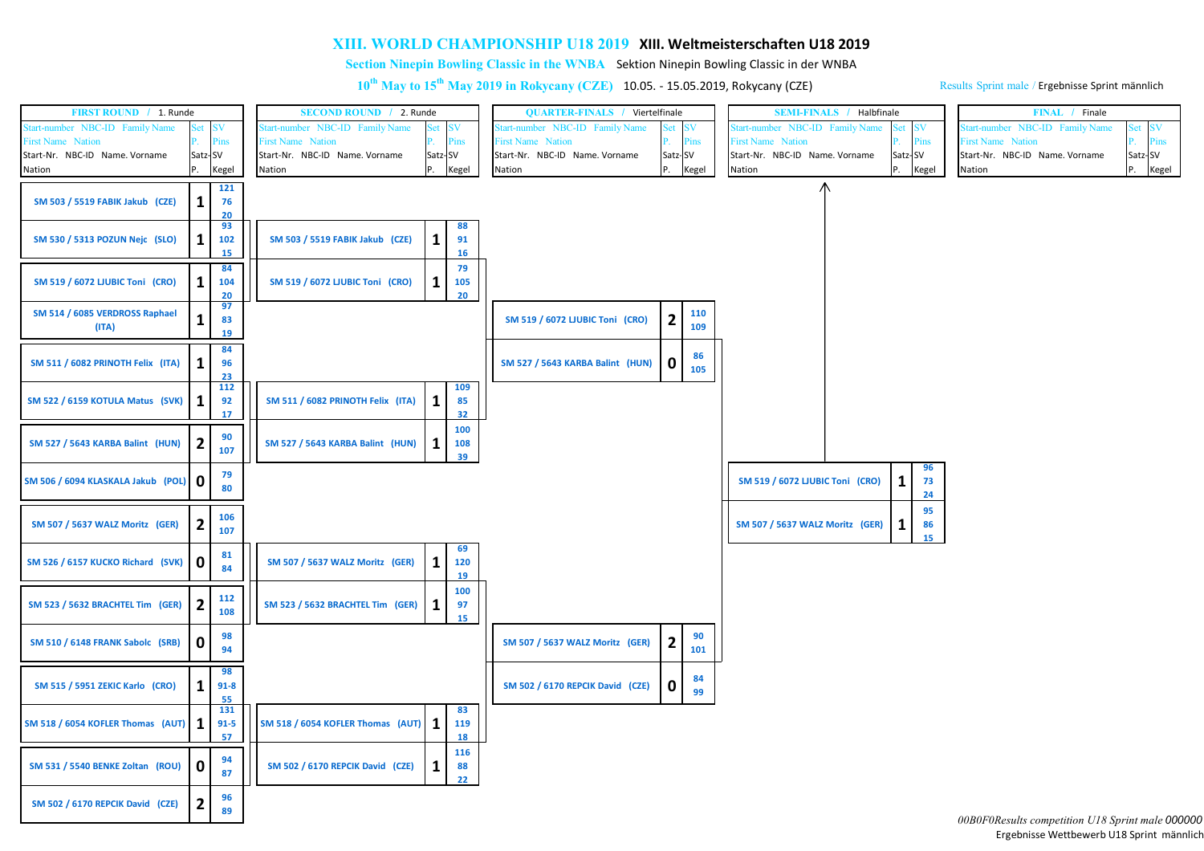# XIII. WORLD CHAMPIONSHIP U18 2019 XIII. Weltmeisterschaften U18 2019

**Section Ninepin Bowling Classic in the WNBA** Sektion Ninepin Bowling Classic in der WNBA

**10th May to 15th May 2019 in Rokycany (CZE)** 10.05. - 15.05.2019, Rokycany (CZE)

Results Sprint male / Ergebnisse Sprint männlich

## FIRST ROUND / 1. Runde

| Start-number NBC-ID Family Name First Name Nation / Start-Nr. NBC-ID Name. Vorname Nation | Set P. / Satz-P. | SV Pins / SV Kegel |
|---|---|---|
| SM 503 / 5519 FABIK Jakub (CZE) | 1 | 121 76 20 |
| SM 530 / 5313 POZUN Nejc (SLO) | 1 | 93 102 15 |
| SM 519 / 6072 LJUBIC Toni (CRO) | 1 | 84 104 20 |
| SM 514 / 6085 VERDROSS Raphael (ITA) | 1 | 97 83 19 |
| SM 511 / 6082 PRINOTH Felix (ITA) | 1 | 84 96 23 |
| SM 522 / 6159 KOTULA Matus (SVK) | 1 | 112 92 17 |
| SM 527 / 5643 KARBA Balint (HUN) | 2 | 90 107 |
| SM 506 / 6094 KLASKALA Jakub (POL) | 0 | 79 80 |
| SM 507 / 5637 WALZ Moritz (GER) | 2 | 106 107 |
| SM 526 / 6157 KUCKO Richard (SVK) | 0 | 81 84 |
| SM 523 / 5632 BRACHTEL Tim (GER) | 2 | 112 108 |
| SM 510 / 6148 FRANK Sabolc (SRB) | 0 | 98 94 |
| SM 515 / 5951 ZEKIC Karlo (CRO) | 1 | 98 91-8 55 |
| SM 518 / 6054 KOFLER Thomas (AUT) | 1 | 131 91-5 57 |
| SM 531 / 5540 BENKE Zoltan (ROU) | 0 | 94 87 |
| SM 502 / 6170 REPCIK David (CZE) | 2 | 96 89 |

## SECOND ROUND / 2. Runde

| Start-number NBC-ID Family Name First Name Nation / Start-Nr. NBC-ID Name. Vorname Nation | Set P. / Satz-P. | SV Pins / SV Kegel |
|---|---|---|
| SM 503 / 5519 FABIK Jakub (CZE) | 1 | 88 91 16 |
| SM 519 / 6072 LJUBIC Toni (CRO) | 1 | 79 105 20 |
| SM 511 / 6082 PRINOTH Felix (ITA) | 1 | 109 85 32 |
| SM 527 / 5643 KARBA Balint (HUN) | 1 | 100 108 39 |
| SM 507 / 5637 WALZ Moritz (GER) | 1 | 69 120 19 |
| SM 523 / 5632 BRACHTEL Tim (GER) | 1 | 100 97 15 |
| SM 518 / 6054 KOFLER Thomas (AUT) | 1 | 83 119 18 |
| SM 502 / 6170 REPCIK David (CZE) | 1 | 116 88 22 |

## QUARTER-FINALS / Viertelfinale

| Start-number NBC-ID Family Name First Name Nation / Start-Nr. NBC-ID Name. Vorname Nation | Set P. / Satz-P. | SV Pins / SV Kegel |
|---|---|---|
| SM 519 / 6072 LJUBIC Toni (CRO) | 2 | 110 109 |
| SM 527 / 5643 KARBA Balint (HUN) | 0 | 86 105 |
| SM 507 / 5637 WALZ Moritz (GER) | 2 | 90 101 |
| SM 502 / 6170 REPCIK David (CZE) | 0 | 84 99 |

## SEMI-FINALS / Halbfinale

| Start-number NBC-ID Family Name First Name Nation / Start-Nr. NBC-ID Name. Vorname Nation | Set P. / Satz-P. | SV Pins / SV Kegel |
|---|---|---|
| SM 519 / 6072 LJUBIC Toni (CRO) | 1 | 96 73 24 |
| SM 507 / 5637 WALZ Moritz (GER) | 1 | 95 86 15 |

## FINAL / Finale

| Start-number NBC-ID Family Name First Name Nation / Start-Nr. NBC-ID Name. Vorname Nation | Set P. / Satz-P. | SV Pins / SV Kegel |
|---|---|---|

*00B0F0Results competition U18 Sprint male 000000*

Ergebnisse Wettbewerb U18 Sprint männlich